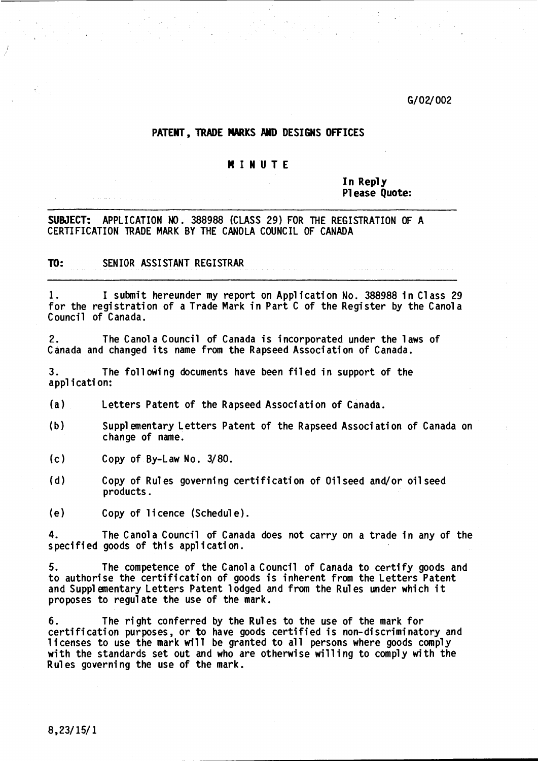G/02/002

**PATENT, TRADE MARKS AND DESIGNS OFFICES**

**MINUTE**

**In Reply**
**Please Quote:**

**SUBJECT:** APPLICATION NO. 388988 (CLASS 29) FOR THE REGISTRATION OF A CERTIFICATION TRADE MARK BY THE CANOLA COUNCIL OF CANADA

**TO:** SENIOR ASSISTANT REGISTRAR

1. I submit hereunder my report on Application No. 388988 in Class 29 for the registration of a Trade Mark in Part C of the Register by the Canola Council of Canada.

2. The Canola Council of Canada is incorporated under the laws of Canada and changed its name from the Rapseed Association of Canada.

3. The following documents have been filed in support of the application:

(a) Letters Patent of the Rapseed Association of Canada.

(b) Supplementary Letters Patent of the Rapseed Association of Canada on change of name.

(c) Copy of By-Law No. 3/80.

(d) Copy of Rules governing certification of Oilseed and/or oilseed products.

(e) Copy of licence (Schedule).

4. The Canola Council of Canada does not carry on a trade in any of the specified goods of this application.

5. The competence of the Canola Council of Canada to certify goods and to authorise the certification of goods is inherent from the Letters Patent and Supplementary Letters Patent lodged and from the Rules under which it proposes to regulate the use of the mark.

6. The right conferred by the Rules to the use of the mark for certification purposes, or to have goods certified is non-discriminatory and licenses to use the mark will be granted to all persons where goods comply with the standards set out and who are otherwise willing to comply with the Rules governing the use of the mark.

8,23/15/1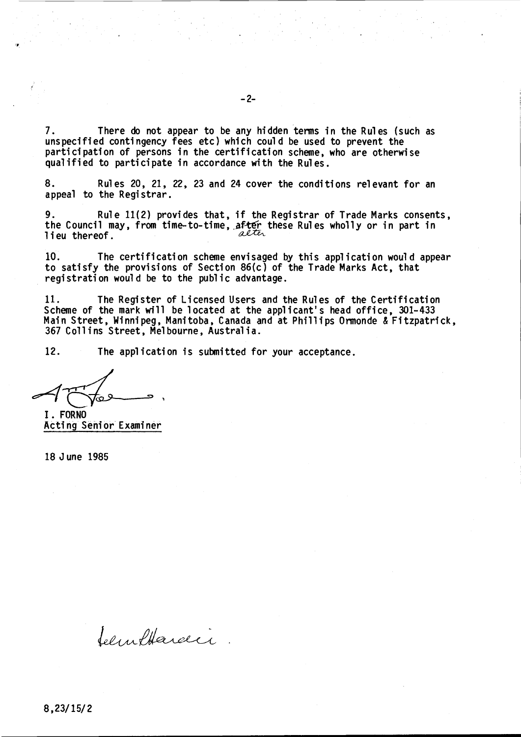7. There do not appear to be any hidden terms in the Rules (such as unspecified contingency fees etc) which could be used to prevent the participation of persons in the certification scheme, who are otherwise qualified to participate in accordance with the Rules.

8. Rules 20, 21, 22, 23 and 24 cover the conditions relevant for an appeal to the Registrar.

9. Rule 11(2) provides that, if the Registrar of Trade Marks consents, the Council may, from time-to-time, ~~after~~ alter these Rules wholly or in part in lieu thereof.

10. The certification scheme envisaged by this application would appear to satisfy the provisions of Section 86(c) of the Trade Marks Act, that registration would be to the public advantage.

11. The Register of Licensed Users and the Rules of the Certification Scheme of the mark will be located at the applicant's head office, 301-433 Main Street, Winnipeg, Manitoba, Canada and at Phillips Ormonde & Fitzpatrick, 367 Collins Street, Melbourne, Australia.

12. The application is submitted for your acceptance.

I. FORNO
Acting Senior Examiner

18 June 1985

8,23/15/2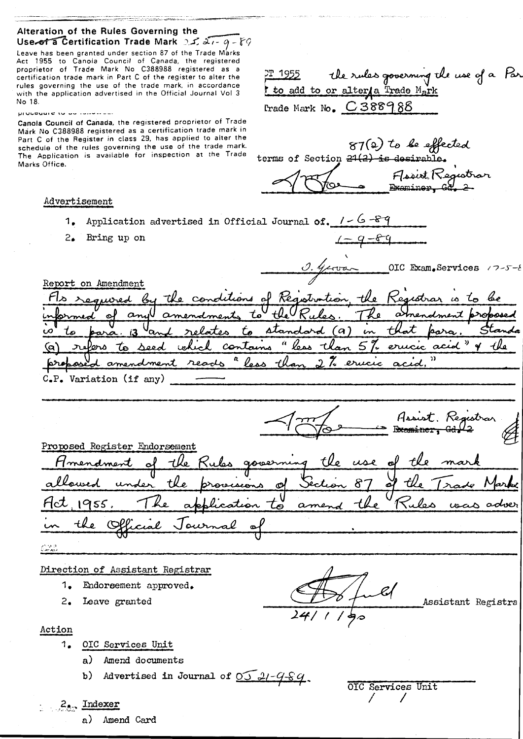**Alteration of the Rules Governing the Use of a Certification Trade Mark** 05 21-9-89

Leave has been granted under section 87 of the Trade Marks Act 1955 to Canola Council of Canada, the registered proprietor of Trade Mark No C388988 registered as a certification trade mark in Part C of the register to alter the rules governing the use of the trade mark, in accordance with the application advertised in the Official Journal Vol 3 No 18.

procedure to be followed

Canola Council of Canada, the registered proprietor of Trade Mark No C388988 registered as a certification trade mark in Part C of the Register in class 29, has applied to alter the schedule of the rules governing the use of the trade mark. The Application is available for inspection at the Trade Marks Office.

...CT 1955 the rules governing the use of a Par... to add to or alter a Trade Mark

Trade Mark No. C388988

terms of Section ~~21(2) is desirable.~~ 87(2) to be effected

Assist. Registrar ~~Examiner, Gd. 2~~

Advertisement

1. Application advertised in Official Journal of. 1-6-89
2. Bring up on 1-9-89

OIC Exam. Services 17-5-8

Report on Amendment

As required by the conditions of Registration, the Registrar is to be informed of any amendments to the Rules. The amendment proposed is to para. 13 and relates to standard (a) in that para. Standa(rd) (a) refers to seed which contains "less than 5% erucic acid" & the proposed amendment reads "less than 2% erucic acid."

C.P. Variation (if any) ———

Assist. Registrar ~~Examiner, Gd. 2~~

Proposed Register Endorsement

Amendment of the Rules governing the use of the mark allowed under the provisions of Section 87 of the Trade Marks Act, 1955. The application to amend the Rules was adver(tised) in the Official Journal of .

Direction of Assistant Registrar

1. Endorsement approved.
2. Leave granted

Assistant Registra(r) 24/1/90

Action

1. OIC Services Unit
   a) Amend documents
   b) Advertised in Journal of 05 21-9-89.

OIC Services Unit / /

2. Indexer
   a) Amend Card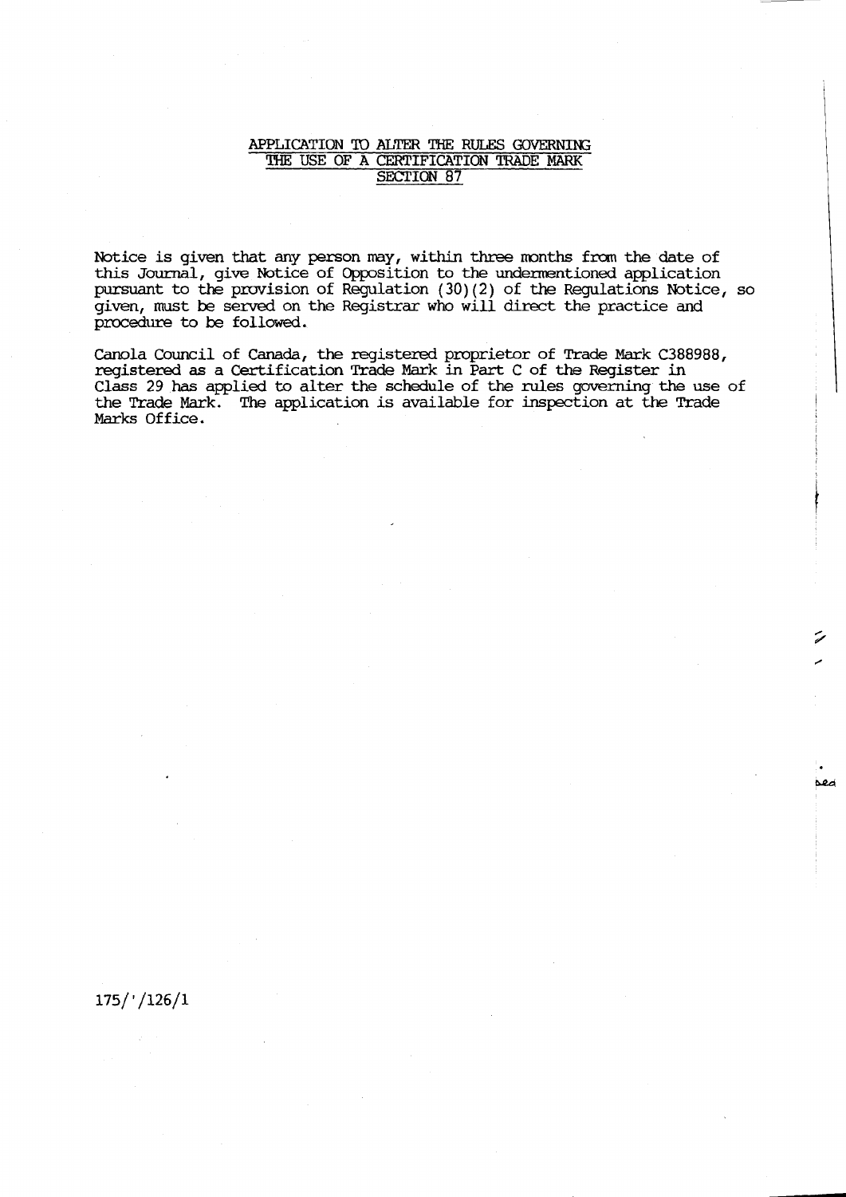## APPLICATION TO ALTER THE RULES GOVERNING THE USE OF A CERTIFICATION TRADE MARK SECTION 87

Notice is given that any person may, within three months from the date of this Journal, give Notice of Opposition to the undermentioned application pursuant to the provision of Regulation (30)(2) of the Regulations Notice, so given, must be served on the Registrar who will direct the practice and procedure to be followed.

Canola Council of Canada, the registered proprietor of Trade Mark C388988, registered as a Certification Trade Mark in Part C of the Register in Class 29 has applied to alter the schedule of the rules governing the use of the Trade Mark. The application is available for inspection at the Trade Marks Office.

175/'/126/1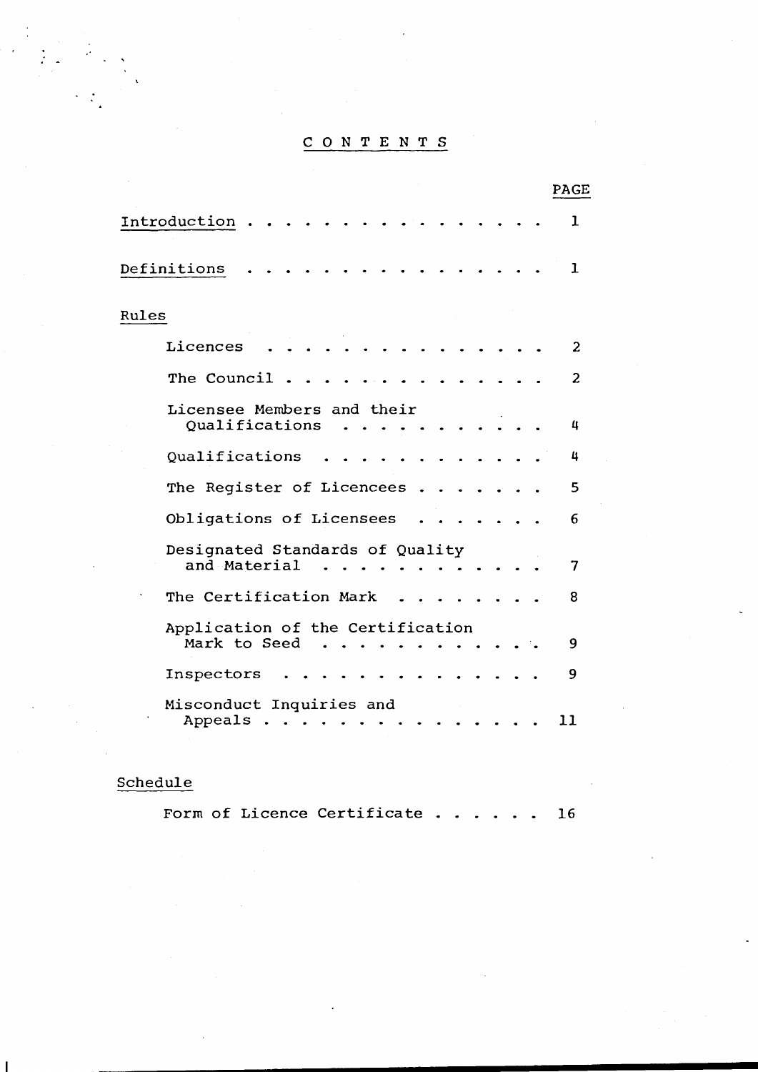# CONTENTS

| | PAGE |
|---|---|
| Introduction | 1 |
| Definitions | 1 |
| **Rules** | |
| Licences | 2 |
| The Council | 2 |
| Licensee Members and their Qualifications | 4 |
| Qualifications | 4 |
| The Register of Licencees | 5 |
| Obligations of Licensees | 6 |
| Designated Standards of Quality and Material | 7 |
| The Certification Mark | 8 |
| Application of the Certification Mark to Seed | 9 |
| Inspectors | 9 |
| Misconduct Inquiries and Appeals | 11 |
| **Schedule** | |
| Form of Licence Certificate | 16 |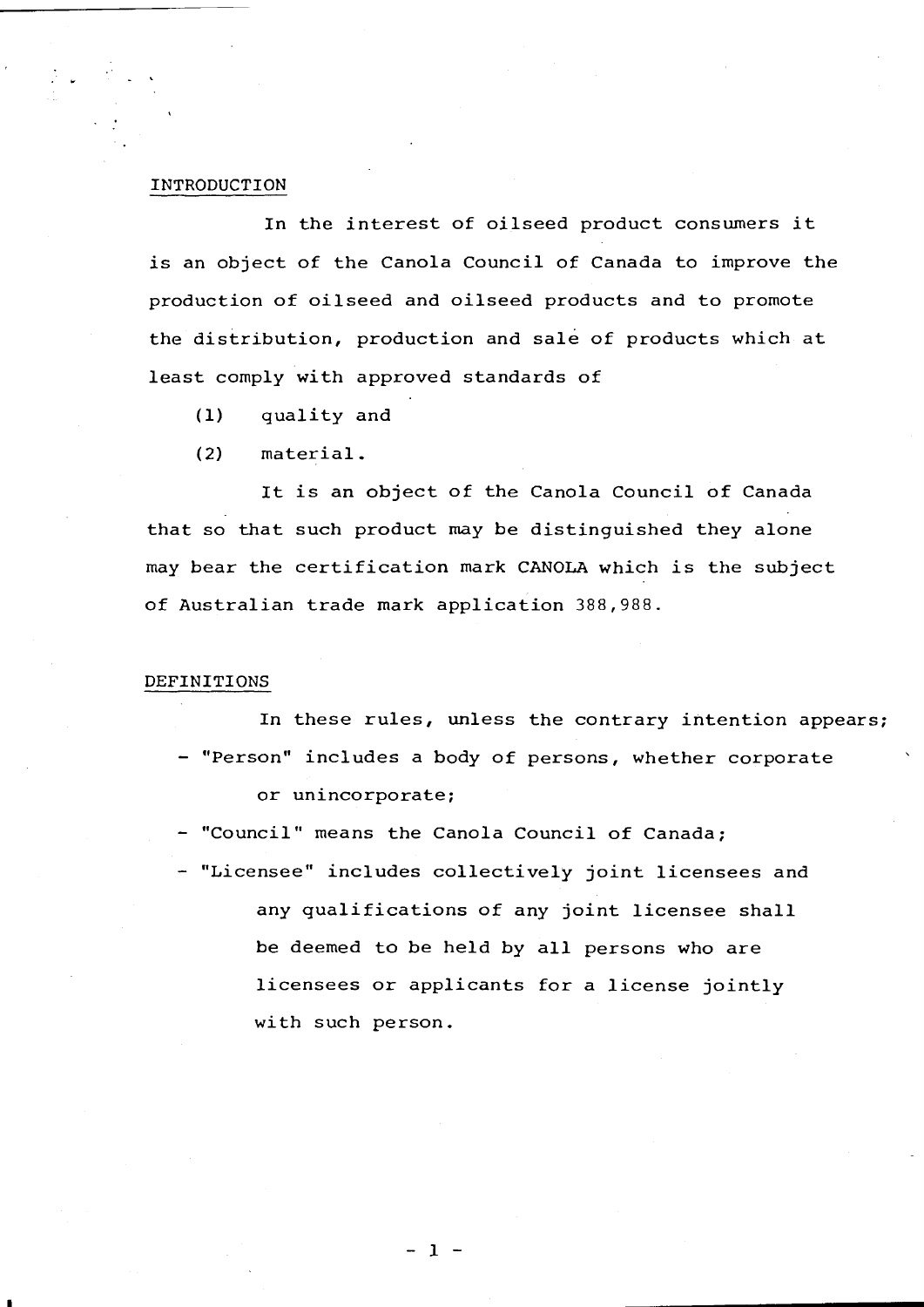## INTRODUCTION

In the interest of oilseed product consumers it is an object of the Canola Council of Canada to improve the production of oilseed and oilseed products and to promote the distribution, production and sale of products which at least comply with approved standards of

(1) quality and

(2) material.

It is an object of the Canola Council of Canada that so that such product may be distinguished they alone may bear the certification mark CANOLA which is the subject of Australian trade mark application 388,988.

## DEFINITIONS

In these rules, unless the contrary intention appears;

- "Person" includes a body of persons, whether corporate or unincorporate;
- "Council" means the Canola Council of Canada;
- "Licensee" includes collectively joint licensees and any qualifications of any joint licensee shall be deemed to be held by all persons who are licensees or applicants for a license jointly with such person.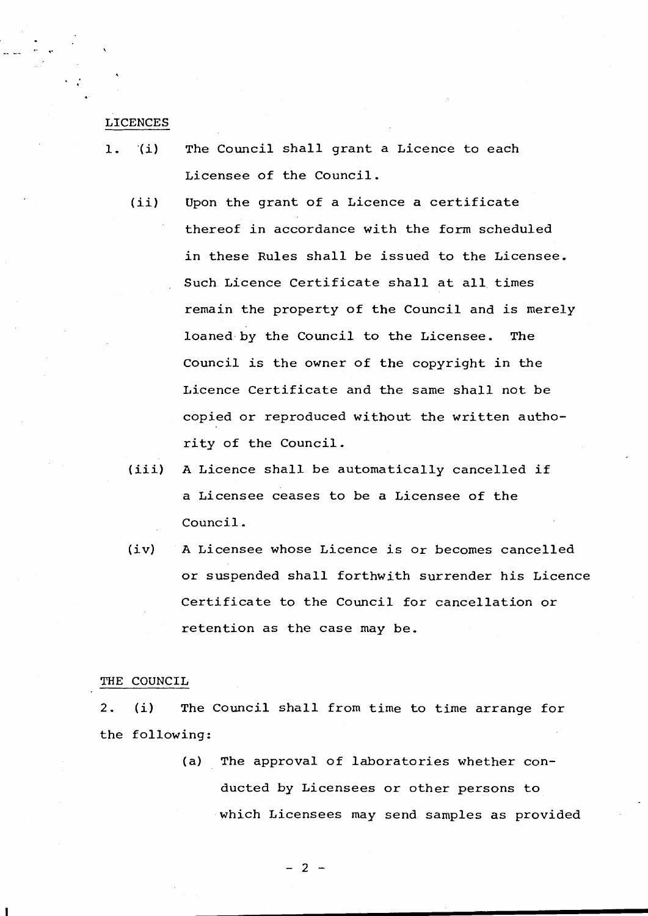## LICENCES

1. (i) The Council shall grant a Licence to each Licensee of the Council.

   (ii) Upon the grant of a Licence a certificate thereof in accordance with the form scheduled in these Rules shall be issued to the Licensee. Such Licence Certificate shall at all times remain the property of the Council and is merely loaned by the Council to the Licensee. The Council is the owner of the copyright in the Licence Certificate and the same shall not be copied or reproduced without the written authority of the Council.

   (iii) A Licence shall be automatically cancelled if a Licensee ceases to be a Licensee of the Council.

   (iv) A Licensee whose Licence is or becomes cancelled or suspended shall forthwith surrender his Licence Certificate to the Council for cancellation or retention as the case may be.

## THE COUNCIL

2. (i) The Council shall from time to time arrange for the following:

   (a) The approval of laboratories whether conducted by Licensees or other persons to which Licensees may send samples as provided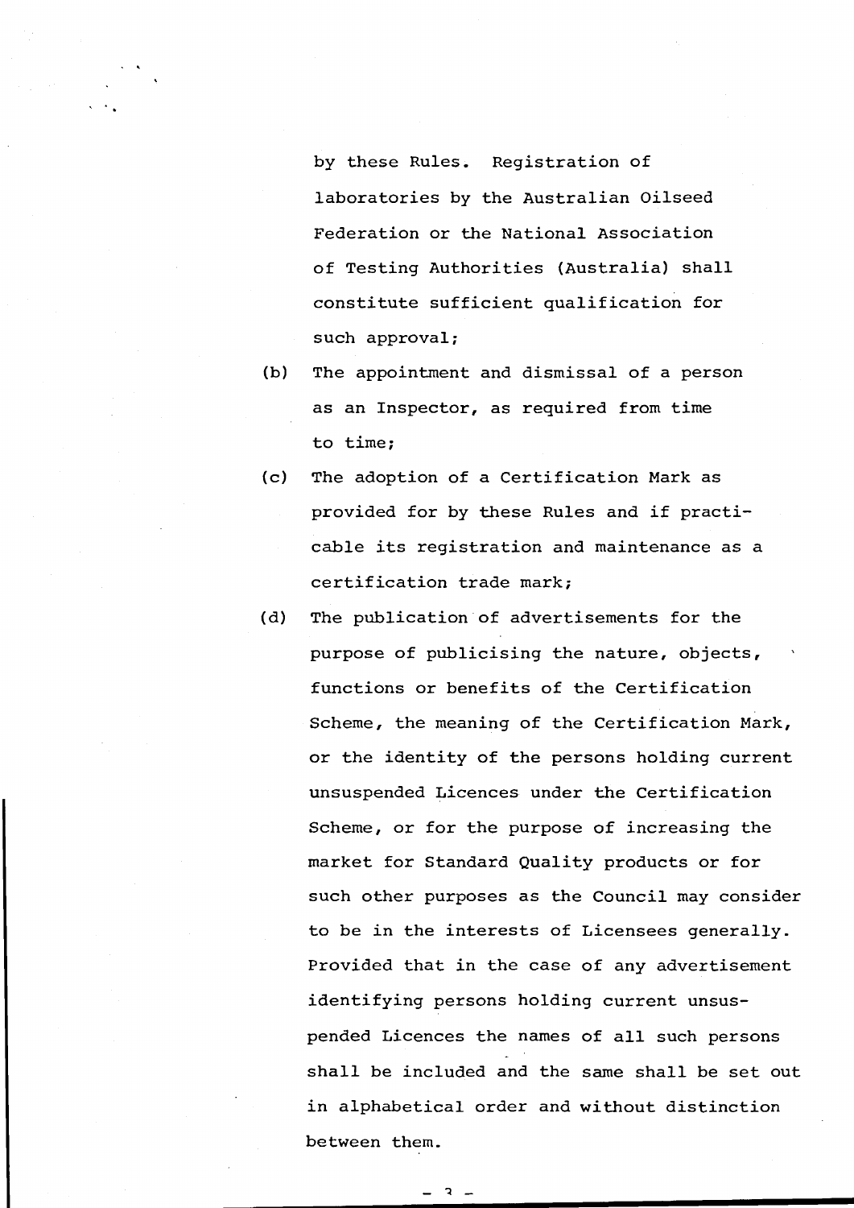by these Rules. Registration of laboratories by the Australian Oilseed Federation or the National Association of Testing Authorities (Australia) shall constitute sufficient qualification for such approval;

(b) The appointment and dismissal of a person as an Inspector, as required from time to time;

(c) The adoption of a Certification Mark as provided for by these Rules and if practicable its registration and maintenance as a certification trade mark;

(d) The publication of advertisements for the purpose of publicising the nature, objects, functions or benefits of the Certification Scheme, the meaning of the Certification Mark, or the identity of the persons holding current unsuspended Licences under the Certification Scheme, or for the purpose of increasing the market for Standard Quality products or for such other purposes as the Council may consider to be in the interests of Licensees generally. Provided that in the case of any advertisement identifying persons holding current unsuspended Licences the names of all such persons shall be included and the same shall be set out in alphabetical order and without distinction between them.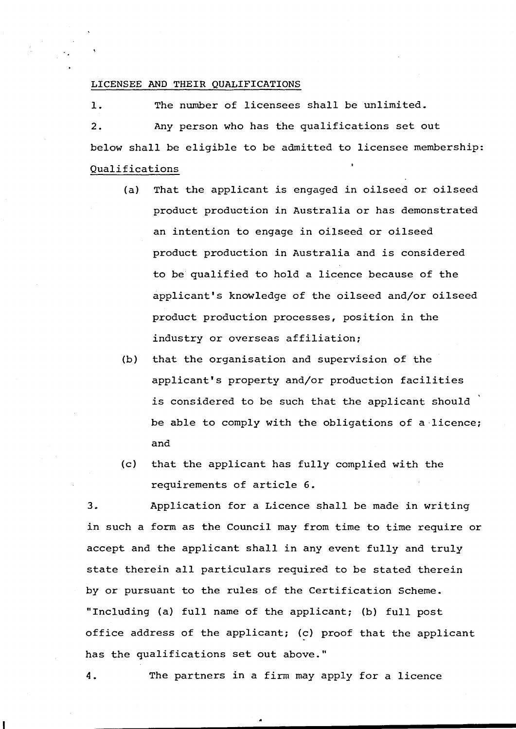LICENSEE AND THEIR QUALIFICATIONS

1. The number of licensees shall be unlimited.

2. Any person who has the qualifications set out below shall be eligible to be admitted to licensee membership:

Qualifications

(a) That the applicant is engaged in oilseed or oilseed product production in Australia or has demonstrated an intention to engage in oilseed or oilseed product production in Australia and is considered to be qualified to hold a licence because of the applicant's knowledge of the oilseed and/or oilseed product production processes, position in the industry or overseas affiliation;

(b) that the organisation and supervision of the applicant's property and/or production facilities is considered to be such that the applicant should be able to comply with the obligations of a licence; and

(c) that the applicant has fully complied with the requirements of article 6.

3. Application for a Licence shall be made in writing in such a form as the Council may from time to time require or accept and the applicant shall in any event fully and truly state therein all particulars required to be stated therein by or pursuant to the rules of the Certification Scheme. "Including (a) full name of the applicant; (b) full post office address of the applicant; (c) proof that the applicant has the qualifications set out above."

4. The partners in a firm may apply for a licence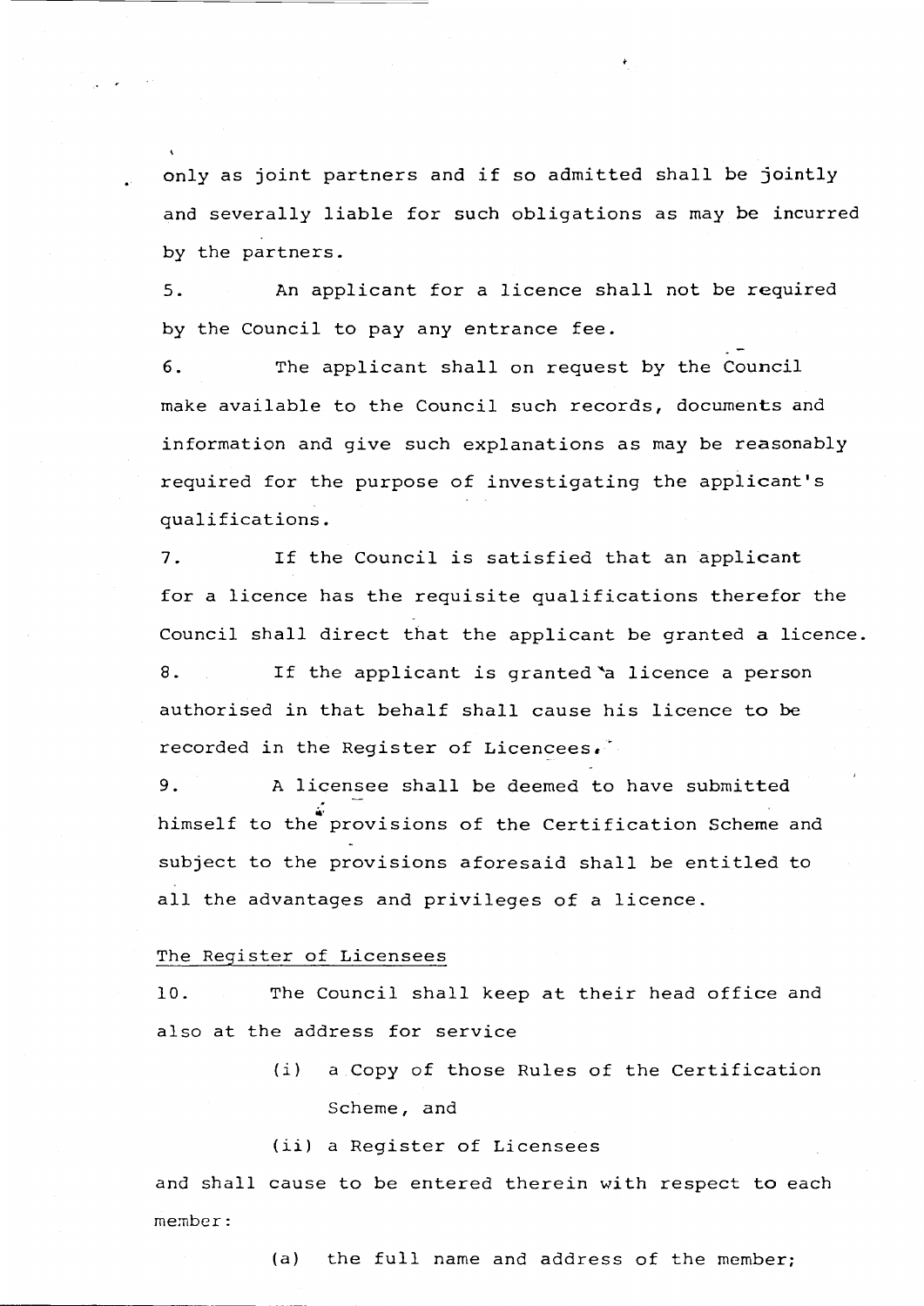only as joint partners and if so admitted shall be jointly and severally liable for such obligations as may be incurred by the partners.

5. An applicant for a licence shall not be required by the Council to pay any entrance fee.

6. The applicant shall on request by the Council make available to the Council such records, documents and information and give such explanations as may be reasonably required for the purpose of investigating the applicant's qualifications.

7. If the Council is satisfied that an applicant for a licence has the requisite qualifications therefor the Council shall direct that the applicant be granted a licence.

8. If the applicant is granted a licence a person authorised in that behalf shall cause his licence to be recorded in the Register of Licencees.

9. A licensee shall be deemed to have submitted himself to the provisions of the Certification Scheme and subject to the provisions aforesaid shall be entitled to all the advantages and privileges of a licence.

The Register of Licensees

10. The Council shall keep at their head office and also at the address for service

(i) a Copy of those Rules of the Certification Scheme, and

(ii) a Register of Licensees

and shall cause to be entered therein with respect to each member:

(a) the full name and address of the member;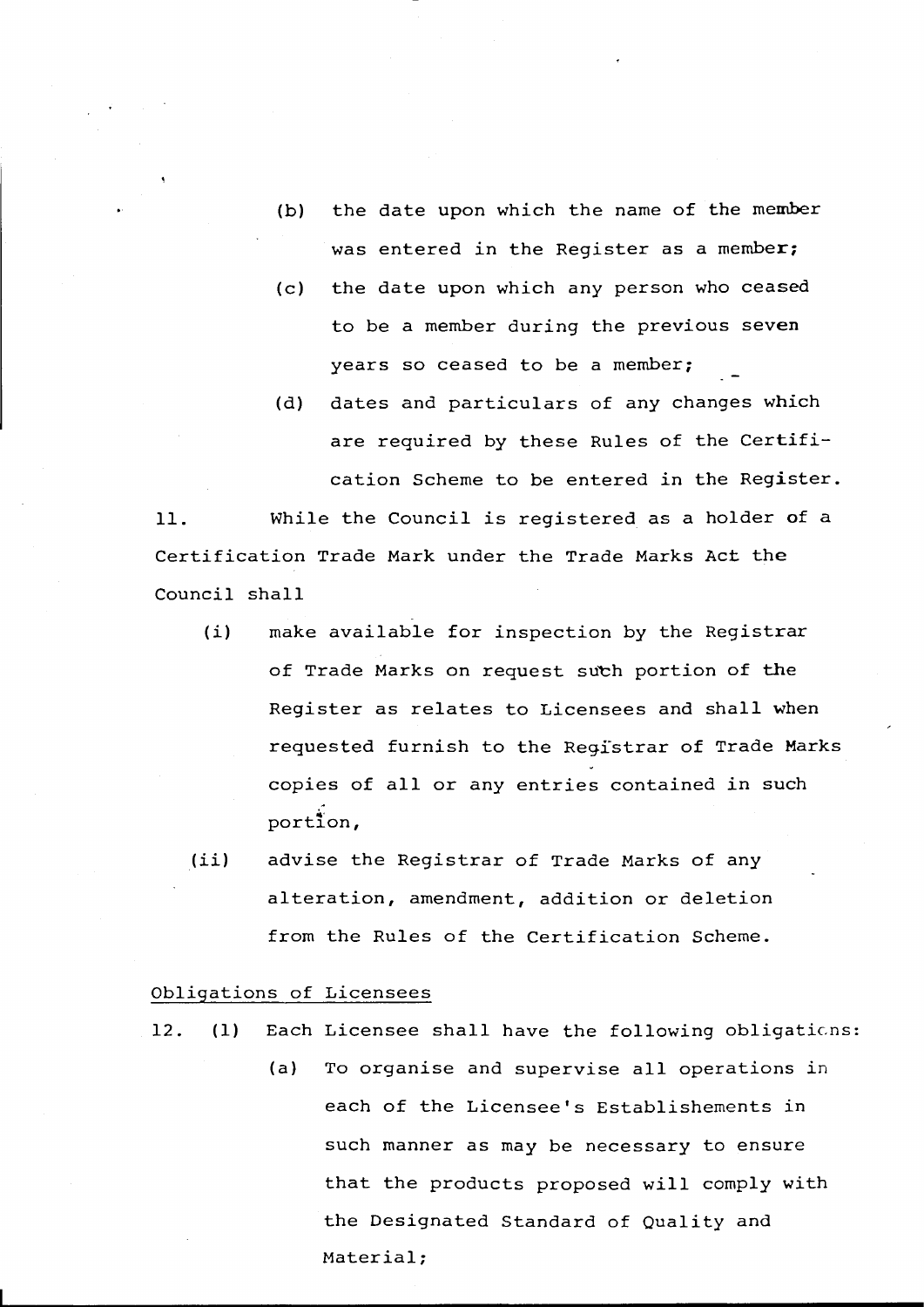(b) the date upon which the name of the member was entered in the Register as a member;

(c) the date upon which any person who ceased to be a member during the previous seven years so ceased to be a member;

(d) dates and particulars of any changes which are required by these Rules of the Certification Scheme to be entered in the Register.

11. While the Council is registered as a holder of a Certification Trade Mark under the Trade Marks Act the Council shall

(i) make available for inspection by the Registrar of Trade Marks on request such portion of the Register as relates to Licensees and shall when requested furnish to the Registrar of Trade Marks copies of all or any entries contained in such portion,

(ii) advise the Registrar of Trade Marks of any alteration, amendment, addition or deletion from the Rules of the Certification Scheme.

Obligations of Licensees

12. (1) Each Licensee shall have the following obligations:

(a) To organise and supervise all operations in each of the Licensee's Establishements in such manner as may be necessary to ensure that the products proposed will comply with the Designated Standard of Quality and Material;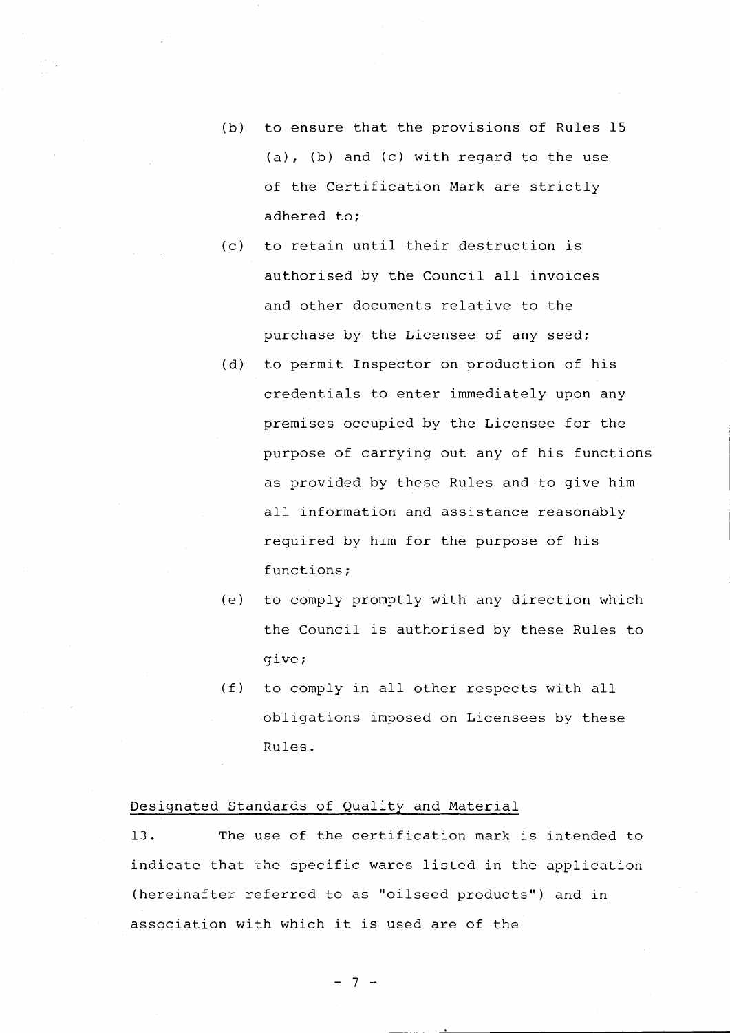(b) to ensure that the provisions of Rules 15 (a), (b) and (c) with regard to the use of the Certification Mark are strictly adhered to;

(c) to retain until their destruction is authorised by the Council all invoices and other documents relative to the purchase by the Licensee of any seed;

(d) to permit Inspector on production of his credentials to enter immediately upon any premises occupied by the Licensee for the purpose of carrying out any of his functions as provided by these Rules and to give him all information and assistance reasonably required by him for the purpose of his functions;

(e) to comply promptly with any direction which the Council is authorised by these Rules to give;

(f) to comply in all other respects with all obligations imposed on Licensees by these Rules.

Designated Standards of Quality and Material

13. The use of the certification mark is intended to indicate that the specific wares listed in the application (hereinafter referred to as "oilseed products") and in association with which it is used are of the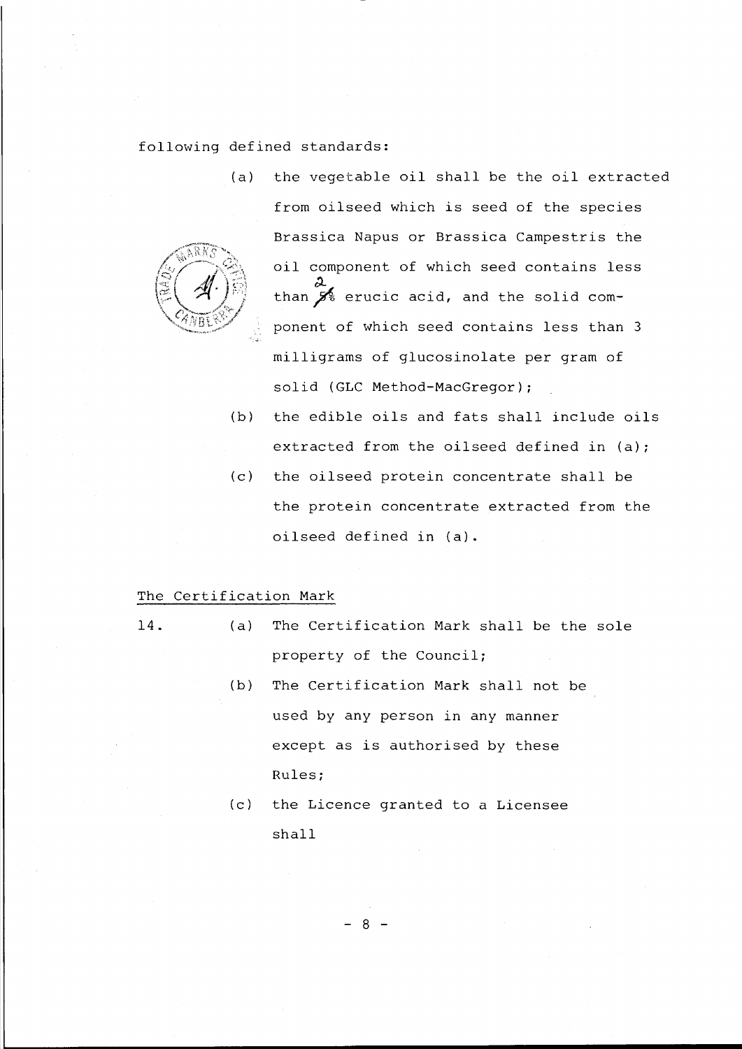following defined standards:

(a) the vegetable oil shall be the oil extracted from oilseed which is seed of the species Brassica Napus or Brassica Campestris the oil component of which seed contains less than 2% erucic acid, and the solid component of which seed contains less than 3 milligrams of glucosinolate per gram of solid (GLC Method-MacGregor);

(b) the edible oils and fats shall include oils extracted from the oilseed defined in (a);

(c) the oilseed protein concentrate shall be the protein concentrate extracted from the oilseed defined in (a).

## The Certification Mark

14. (a) The Certification Mark shall be the sole property of the Council;

(b) The Certification Mark shall not be used by any person in any manner except as is authorised by these Rules;

(c) the Licence granted to a Licensee shall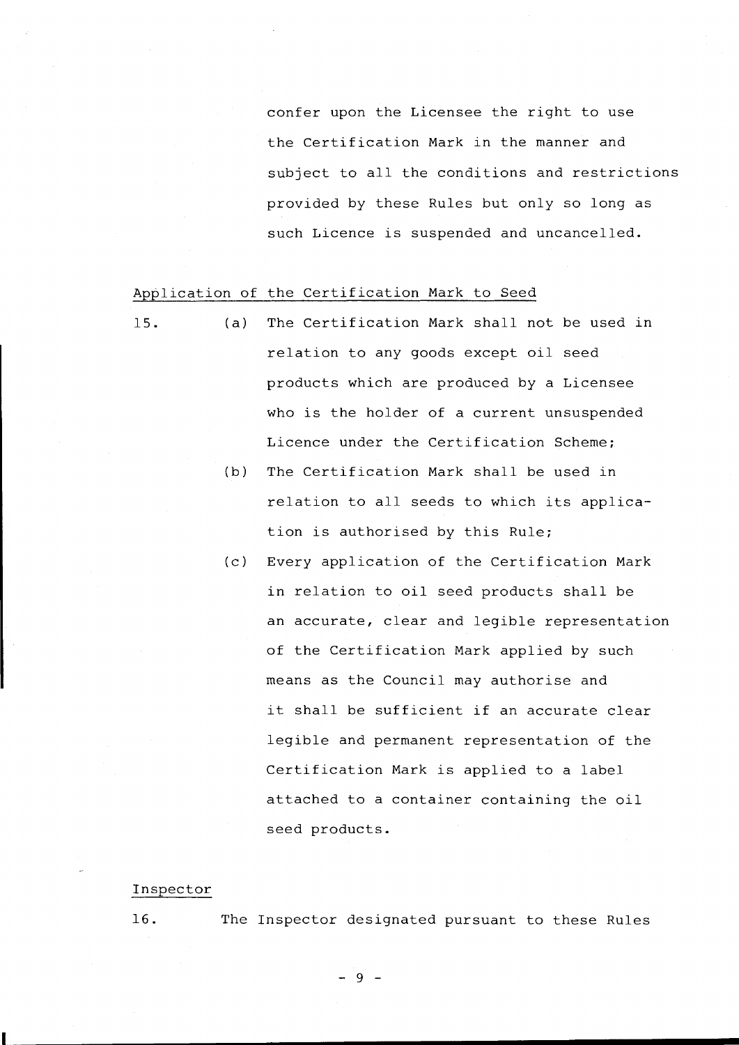confer upon the Licensee the right to use the Certification Mark in the manner and subject to all the conditions and restrictions provided by these Rules but only so long as such Licence is suspended and uncancelled.

Application of the Certification Mark to Seed

15. (a) The Certification Mark shall not be used in relation to any goods except oil seed products which are produced by a Licensee who is the holder of a current unsuspended Licence under the Certification Scheme;

(b) The Certification Mark shall be used in relation to all seeds to which its application is authorised by this Rule;

(c) Every application of the Certification Mark in relation to oil seed products shall be an accurate, clear and legible representation of the Certification Mark applied by such means as the Council may authorise and it shall be sufficient if an accurate clear legible and permanent representation of the Certification Mark is applied to a label attached to a container containing the oil seed products.

Inspector

16. The Inspector designated pursuant to these Rules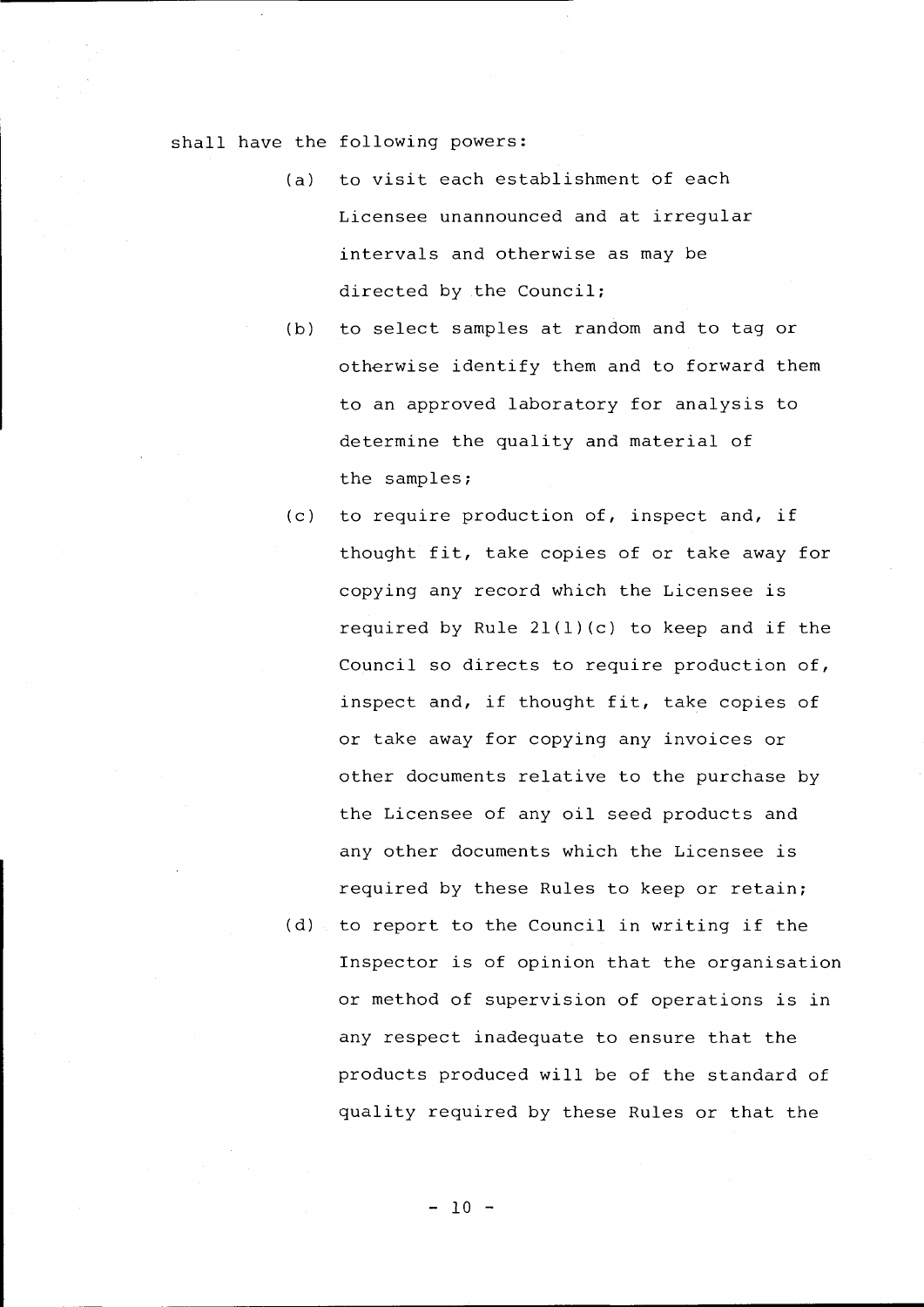shall have the following powers:

(a) to visit each establishment of each Licensee unannounced and at irregular intervals and otherwise as may be directed by the Council;

(b) to select samples at random and to tag or otherwise identify them and to forward them to an approved laboratory for analysis to determine the quality and material of the samples;

(c) to require production of, inspect and, if thought fit, take copies of or take away for copying any record which the Licensee is required by Rule 21(1)(c) to keep and if the Council so directs to require production of, inspect and, if thought fit, take copies of or take away for copying any invoices or other documents relative to the purchase by the Licensee of any oil seed products and any other documents which the Licensee is required by these Rules to keep or retain;

(d) to report to the Council in writing if the Inspector is of opinion that the organisation or method of supervision of operations is in any respect inadequate to ensure that the products produced will be of the standard of quality required by these Rules or that the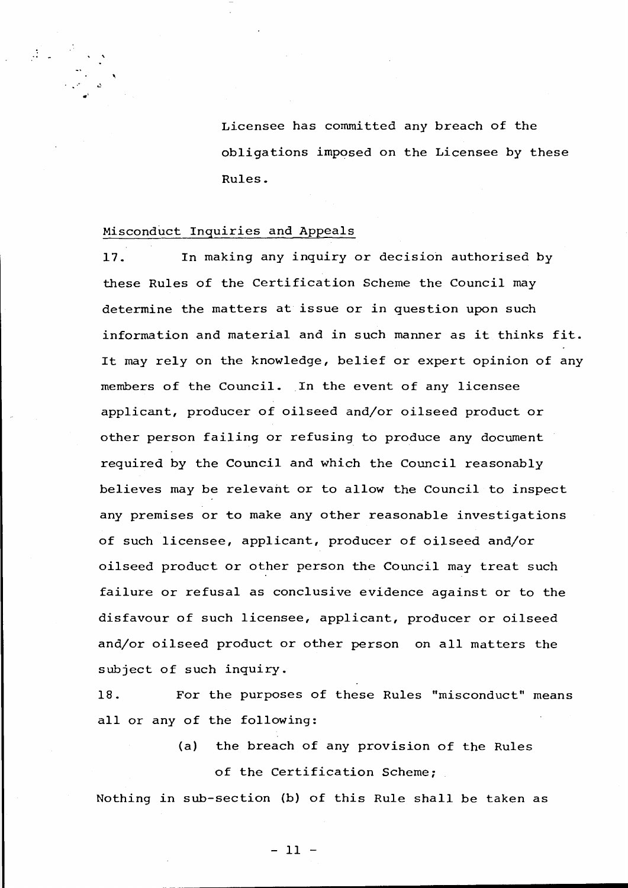Licensee has committed any breach of the obligations imposed on the Licensee by these Rules.

## Misconduct Inquiries and Appeals

17. In making any inquiry or decision authorised by these Rules of the Certification Scheme the Council may determine the matters at issue or in question upon such information and material and in such manner as it thinks fit. It may rely on the knowledge, belief or expert opinion of any members of the Council. In the event of any licensee applicant, producer of oilseed and/or oilseed product or other person failing or refusing to produce any document required by the Council and which the Council reasonably believes may be relevant or to allow the Council to inspect any premises or to make any other reasonable investigations of such licensee, applicant, producer of oilseed and/or oilseed product or other person the Council may treat such failure or refusal as conclusive evidence against or to the disfavour of such licensee, applicant, producer or oilseed and/or oilseed product or other person on all matters the subject of such inquiry.

18. For the purposes of these Rules "misconduct" means all or any of the following:

(a) the breach of any provision of the Rules of the Certification Scheme;

Nothing in sub-section (b) of this Rule shall be taken as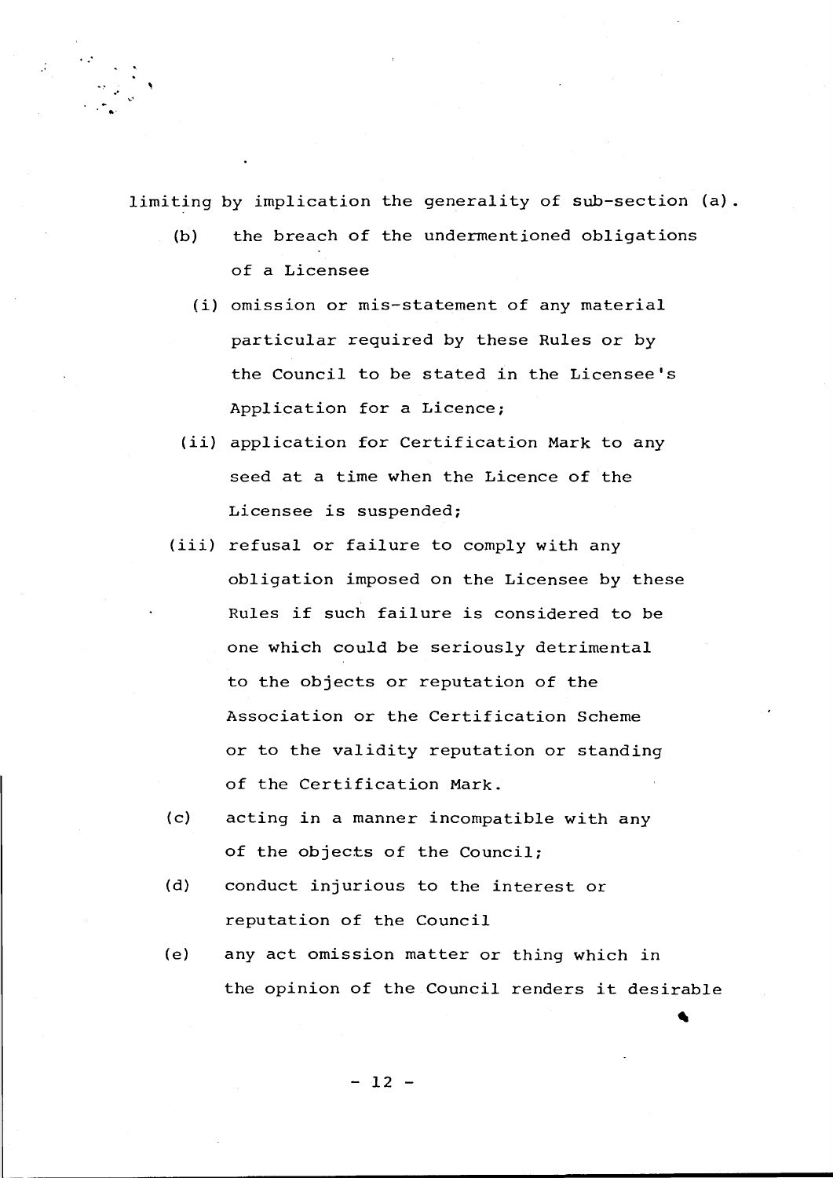limiting by implication the generality of sub-section (a).

(b) the breach of the undermentioned obligations of a Licensee

  (i) omission or mis-statement of any material particular required by these Rules or by the Council to be stated in the Licensee's Application for a Licence;

  (ii) application for Certification Mark to any seed at a time when the Licence of the Licensee is suspended;

  (iii) refusal or failure to comply with any obligation imposed on the Licensee by these Rules if such failure is considered to be one which could be seriously detrimental to the objects or reputation of the Association or the Certification Scheme or to the validity reputation or standing of the Certification Mark.

(c) acting in a manner incompatible with any of the objects of the Council;

(d) conduct injurious to the interest or reputation of the Council

(e) any act omission matter or thing which in the opinion of the Council renders it desirable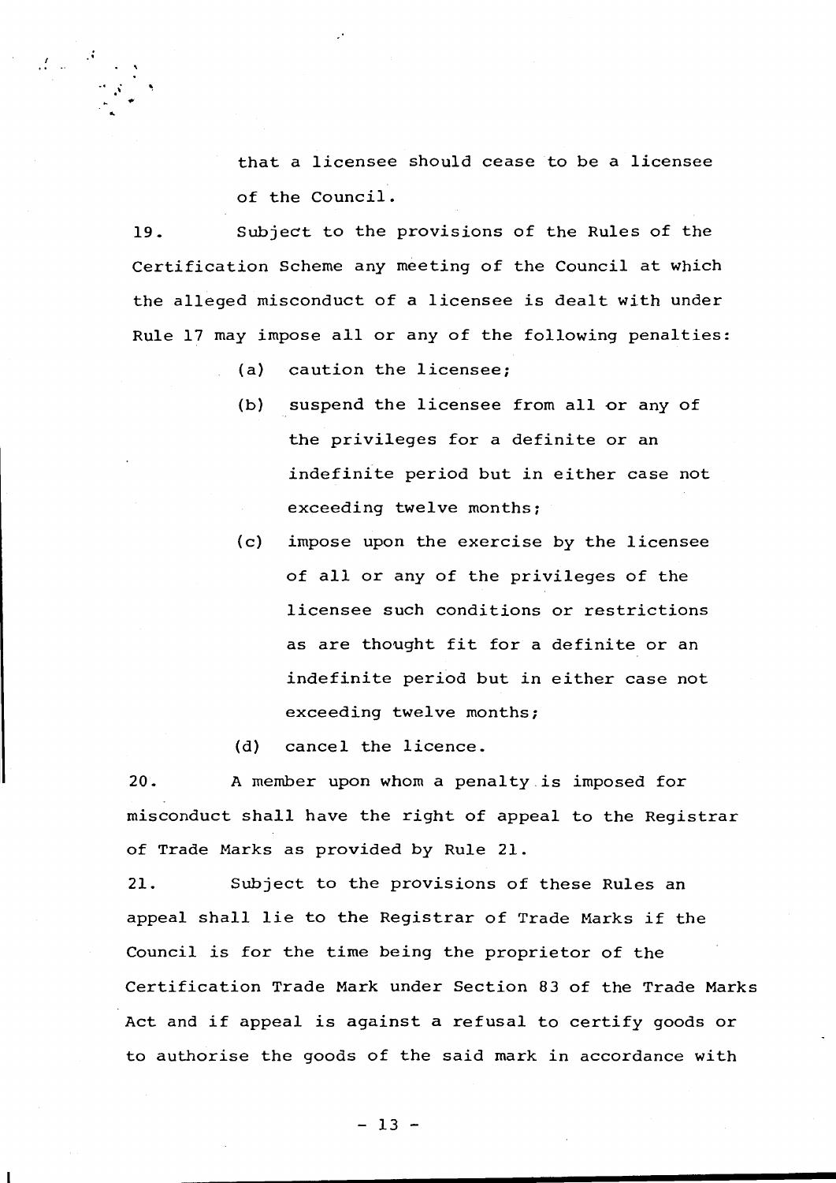that a licensee should cease to be a licensee of the Council.

19. Subject to the provisions of the Rules of the Certification Scheme any meeting of the Council at which the alleged misconduct of a licensee is dealt with under Rule 17 may impose all or any of the following penalties:

(a) caution the licensee;

(b) suspend the licensee from all or any of the privileges for a definite or an indefinite period but in either case not exceeding twelve months;

(c) impose upon the exercise by the licensee of all or any of the privileges of the licensee such conditions or restrictions as are thought fit for a definite or an indefinite period but in either case not exceeding twelve months;

(d) cancel the licence.

20. A member upon whom a penalty is imposed for misconduct shall have the right of appeal to the Registrar of Trade Marks as provided by Rule 21.

21. Subject to the provisions of these Rules an appeal shall lie to the Registrar of Trade Marks if the Council is for the time being the proprietor of the Certification Trade Mark under Section 83 of the Trade Marks Act and if appeal is against a refusal to certify goods or to authorise the goods of the said mark in accordance with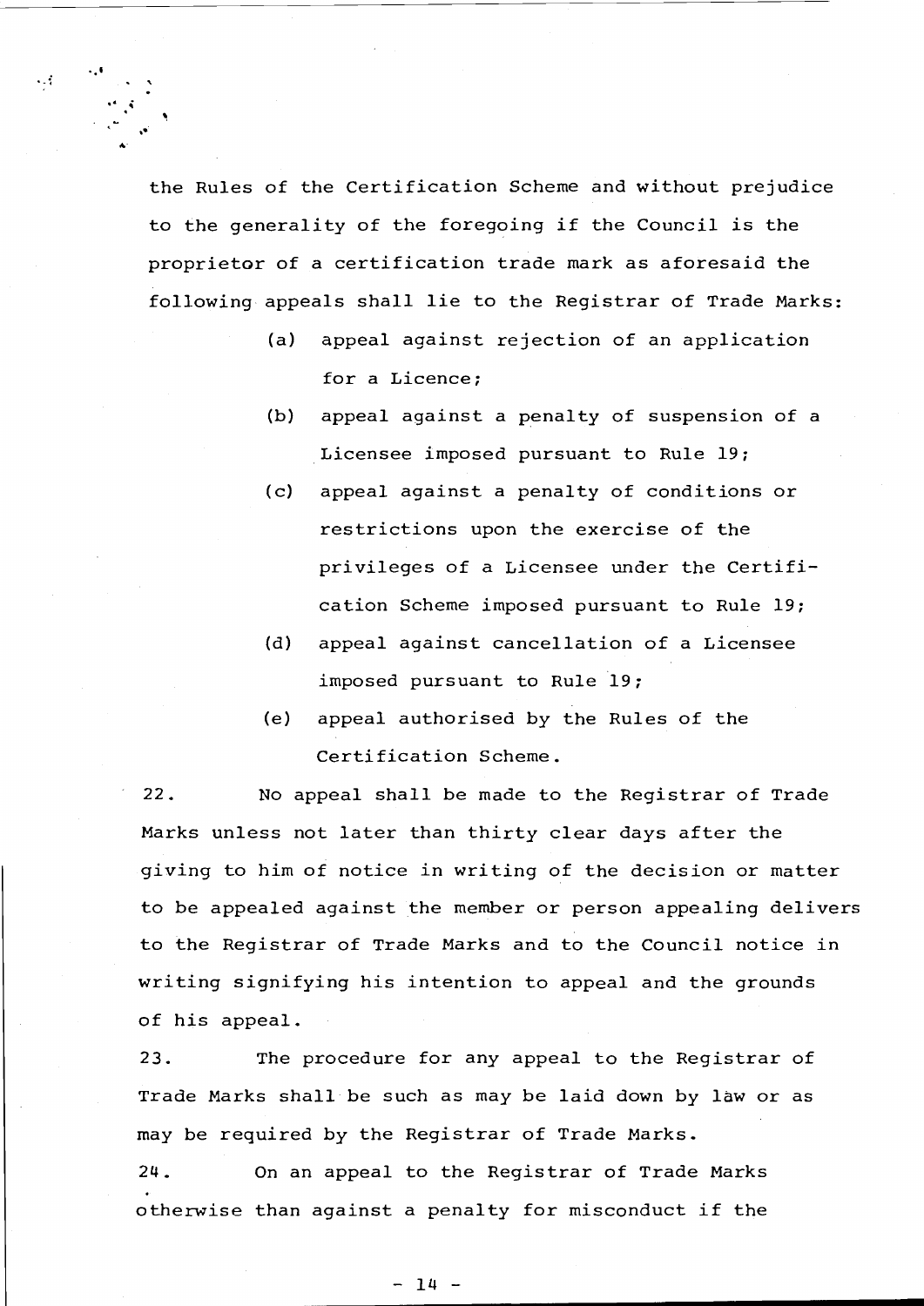the Rules of the Certification Scheme and without prejudice to the generality of the foregoing if the Council is the proprietor of a certification trade mark as aforesaid the following appeals shall lie to the Registrar of Trade Marks:

(a) appeal against rejection of an application for a Licence;

(b) appeal against a penalty of suspension of a Licensee imposed pursuant to Rule 19;

(c) appeal against a penalty of conditions or restrictions upon the exercise of the privileges of a Licensee under the Certification Scheme imposed pursuant to Rule 19;

(d) appeal against cancellation of a Licensee imposed pursuant to Rule 19;

(e) appeal authorised by the Rules of the Certification Scheme.

22. No appeal shall be made to the Registrar of Trade Marks unless not later than thirty clear days after the giving to him of notice in writing of the decision or matter to be appealed against the member or person appealing delivers to the Registrar of Trade Marks and to the Council notice in writing signifying his intention to appeal and the grounds of his appeal.

23. The procedure for any appeal to the Registrar of Trade Marks shall be such as may be laid down by law or as may be required by the Registrar of Trade Marks.

24. On an appeal to the Registrar of Trade Marks otherwise than against a penalty for misconduct if the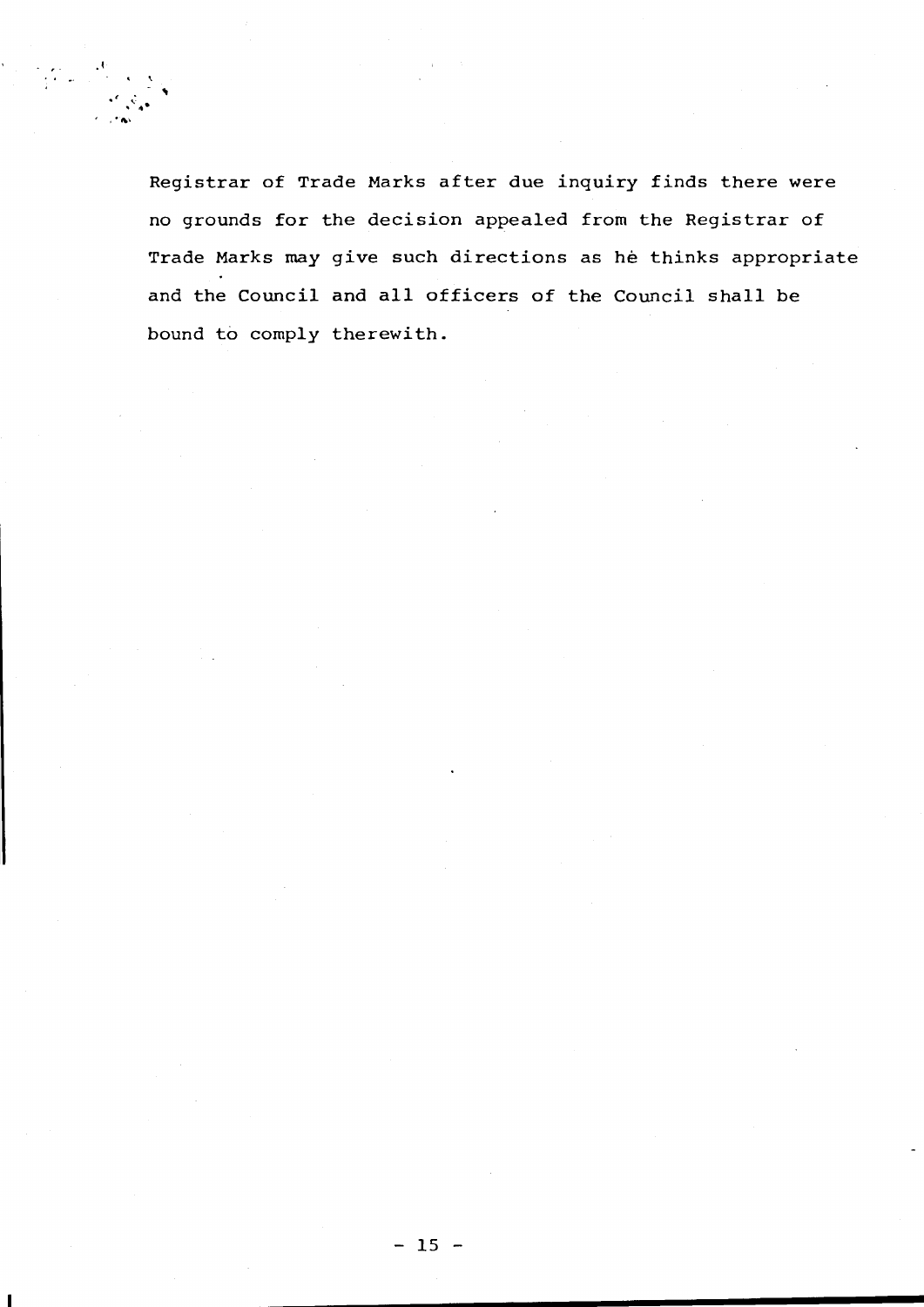Registrar of Trade Marks after due inquiry finds there were no grounds for the decision appealed from the Registrar of Trade Marks may give such directions as he thinks appropriate and the Council and all officers of the Council shall be bound to comply therewith.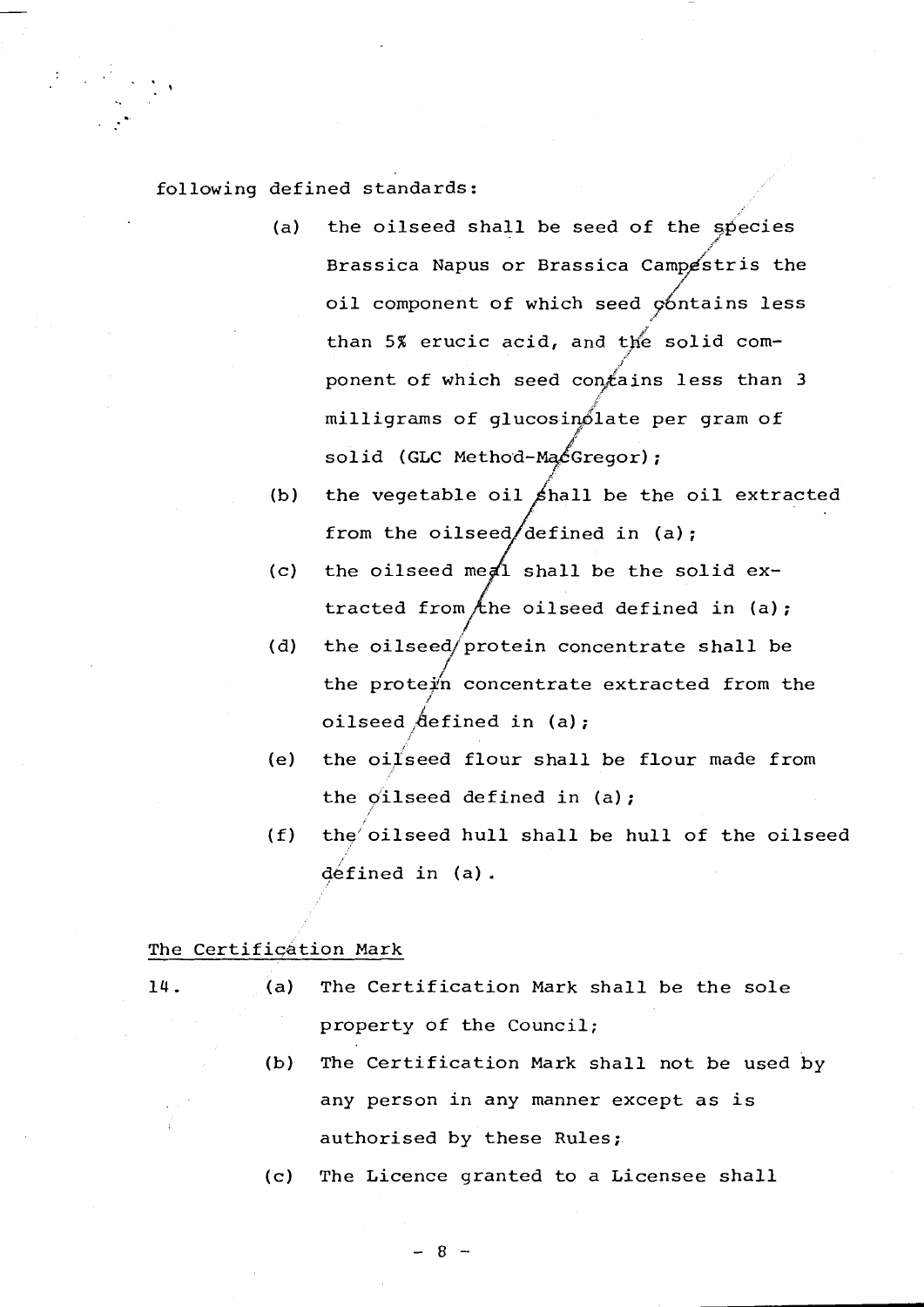following defined standards:

(a) the oilseed shall be seed of the species Brassica Napus or Brassica Campestris the oil component of which seed contains less than 5% erucic acid, and the solid component of which seed contains less than 3 milligrams of glucosinolate per gram of solid (GLC Method-MacGregor);

(b) the vegetable oil shall be the oil extracted from the oilseed defined in (a);

(c) the oilseed meal shall be the solid extracted from the oilseed defined in (a);

(d) the oilseed protein concentrate shall be the protein concentrate extracted from the oilseed defined in (a);

(e) the oilseed flour shall be flour made from the oilseed defined in (a);

(f) the oilseed hull shall be hull of the oilseed defined in (a).

The Certification Mark

14. (a) The Certification Mark shall be the sole property of the Council;

(b) The Certification Mark shall not be used by any person in any manner except as is authorised by these Rules;

(c) The Licence granted to a Licensee shall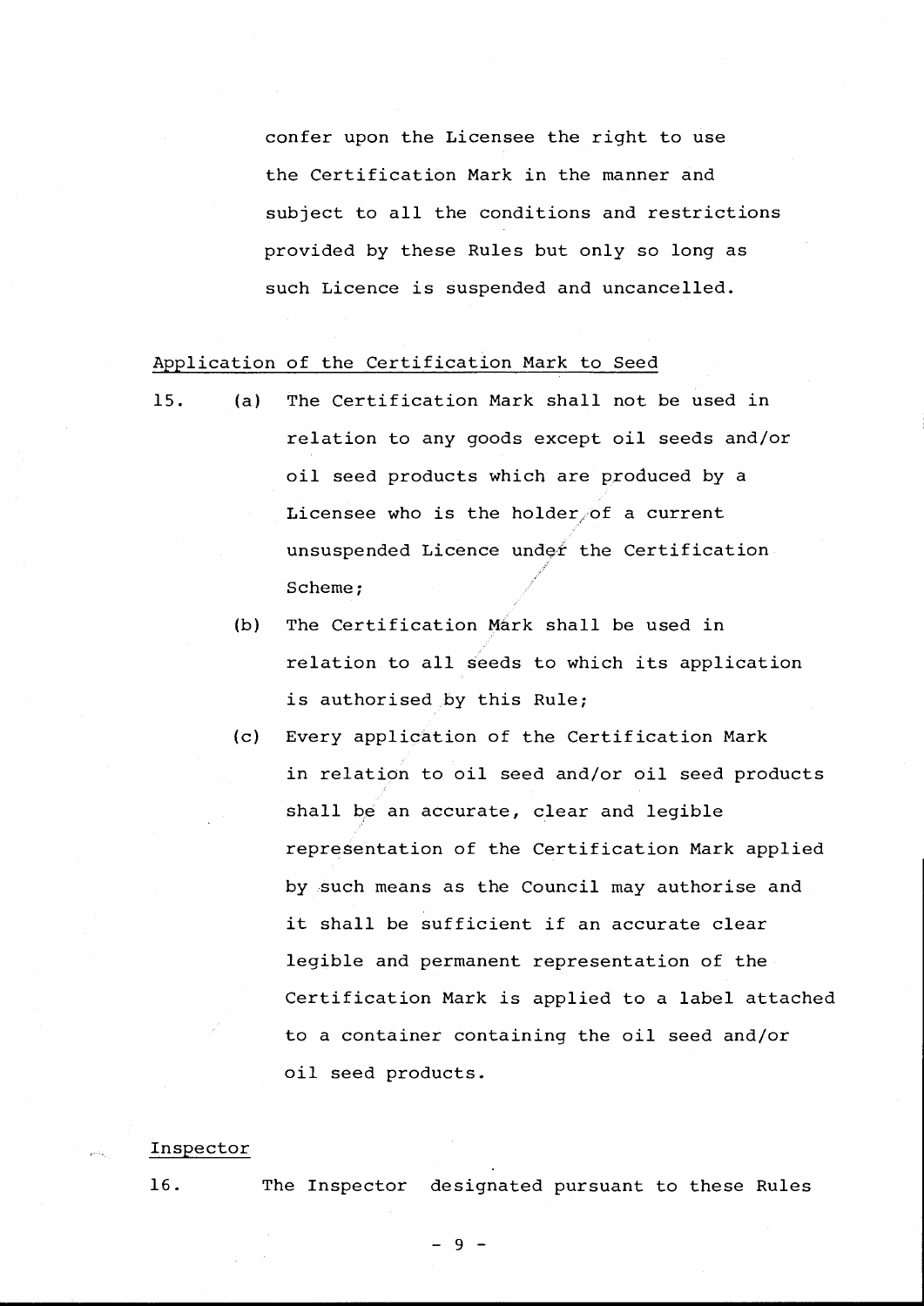confer upon the Licensee the right to use the Certification Mark in the manner and subject to all the conditions and restrictions provided by these Rules but only so long as such Licence is suspended and uncancelled.

## Application of the Certification Mark to Seed

15. (a) The Certification Mark shall not be used in relation to any goods except oil seeds and/or oil seed products which are produced by a Licensee who is the holder of a current unsuspended Licence under the Certification Scheme;

    (b) The Certification Mark shall be used in relation to all seeds to which its application is authorised by this Rule;

    (c) Every application of the Certification Mark in relation to oil seed and/or oil seed products shall be an accurate, clear and legible representation of the Certification Mark applied by such means as the Council may authorise and it shall be sufficient if an accurate clear legible and permanent representation of the Certification Mark is applied to a label attached to a container containing the oil seed and/or oil seed products.

## Inspector

16. The Inspector designated pursuant to these Rules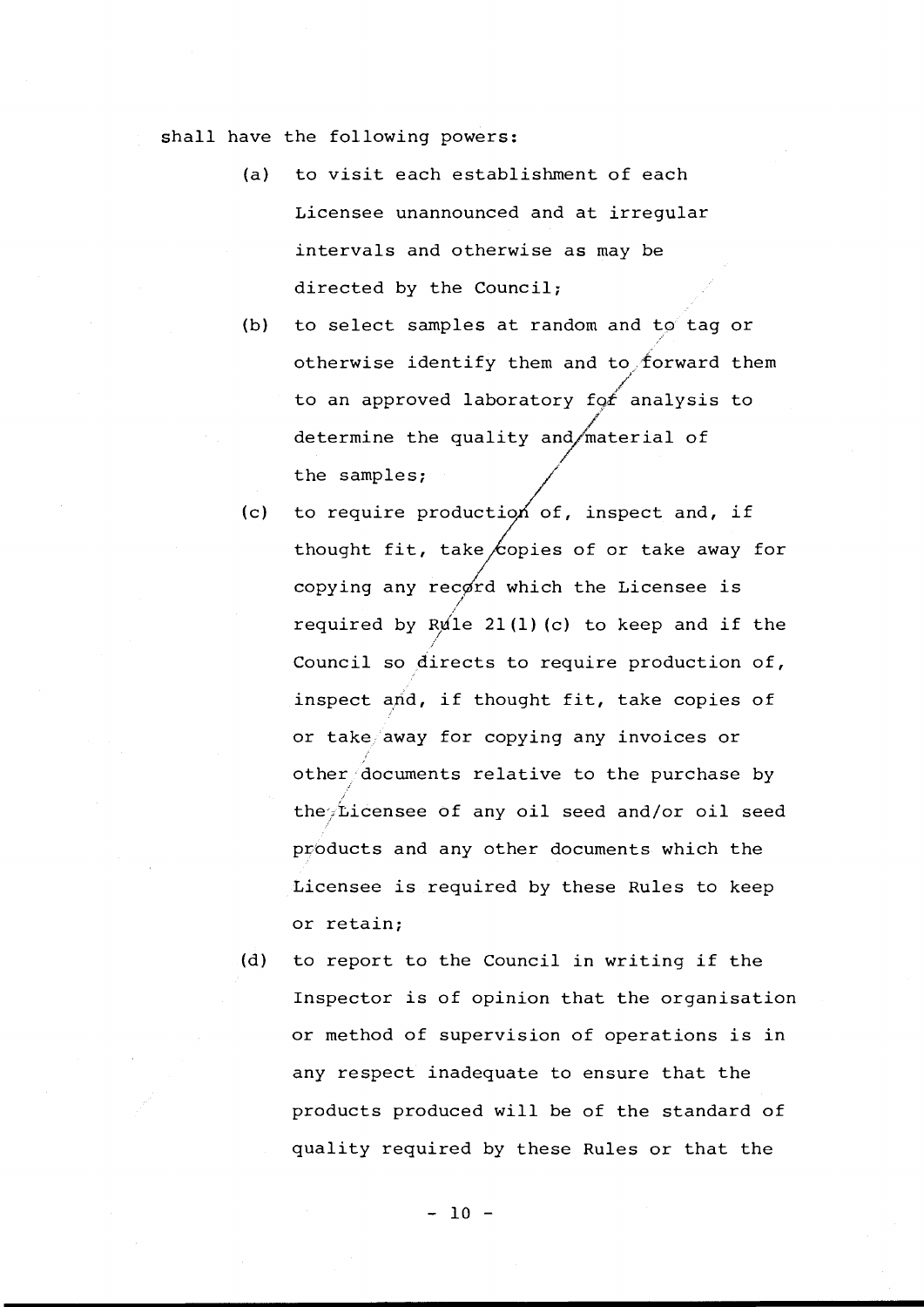shall have the following powers:

(a) to visit each establishment of each Licensee unannounced and at irregular intervals and otherwise as may be directed by the Council;

(b) to select samples at random and to tag or otherwise identify them and to forward them to an approved laboratory for analysis to determine the quality and material of the samples;

(c) to require production of, inspect and, if thought fit, take copies of or take away for copying any record which the Licensee is required by Rule 21(1)(c) to keep and if the Council so directs to require production of, inspect and, if thought fit, take copies of or take away for copying any invoices or other documents relative to the purchase by the Licensee of any oil seed and/or oil seed products and any other documents which the Licensee is required by these Rules to keep or retain;

(d) to report to the Council in writing if the Inspector is of opinion that the organisation or method of supervision of operations is in any respect inadequate to ensure that the products produced will be of the standard of quality required by these Rules or that the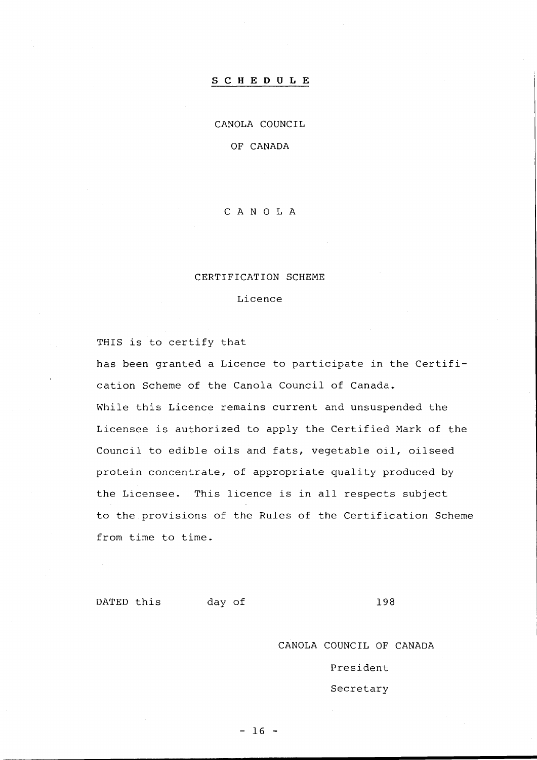# SCHEDULE

CANOLA COUNCIL

OF CANADA

C A N O L A

CERTIFICATION SCHEME

Licence

THIS is to certify that

has been granted a Licence to participate in the Certification Scheme of the Canola Council of Canada. While this Licence remains current and unsuspended the Licensee is authorized to apply the Certified Mark of the Council to edible oils and fats, vegetable oil, oilseed protein concentrate, of appropriate quality produced by the Licensee. This licence is in all respects subject to the provisions of the Rules of the Certification Scheme from time to time.

DATED this day of 198

CANOLA COUNCIL OF CANADA

President

Secretary